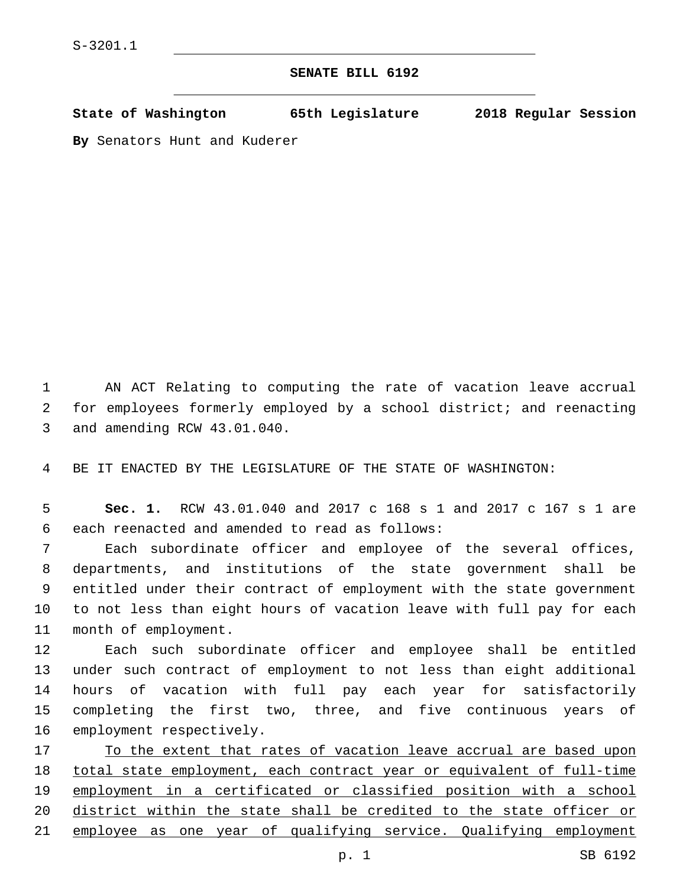S-3201.1

# SENATE BILL 6192

**State of Washington 65th Legislature 2018 Regular Session**

**By** Senators Hunt and Kuderer

AN ACT Relating to computing the rate of vacation leave accrual for employees formerly employed by a school district; and reenacting and amending RCW 43.01.040.

BE IT ENACTED BY THE LEGISLATURE OF THE STATE OF WASHINGTON:

**Sec. 1.** RCW 43.01.040 and 2017 c 168 s 1 and 2017 c 167 s 1 are each reenacted and amended to read as follows:

Each subordinate officer and employee of the several offices, departments, and institutions of the state government shall be entitled under their contract of employment with the state government to not less than eight hours of vacation leave with full pay for each month of employment.

Each such subordinate officer and employee shall be entitled under such contract of employment to not less than eight additional hours of vacation with full pay each year for satisfactorily completing the first two, three, and five continuous years of employment respectively.

<u>To the extent that rates of vacation leave accrual are based upon total state employment, each contract year or equivalent of full-time employment in a certificated or classified position with a school district within the state shall be credited to the state officer or employee as one year of qualifying service. Qualifying employment</u>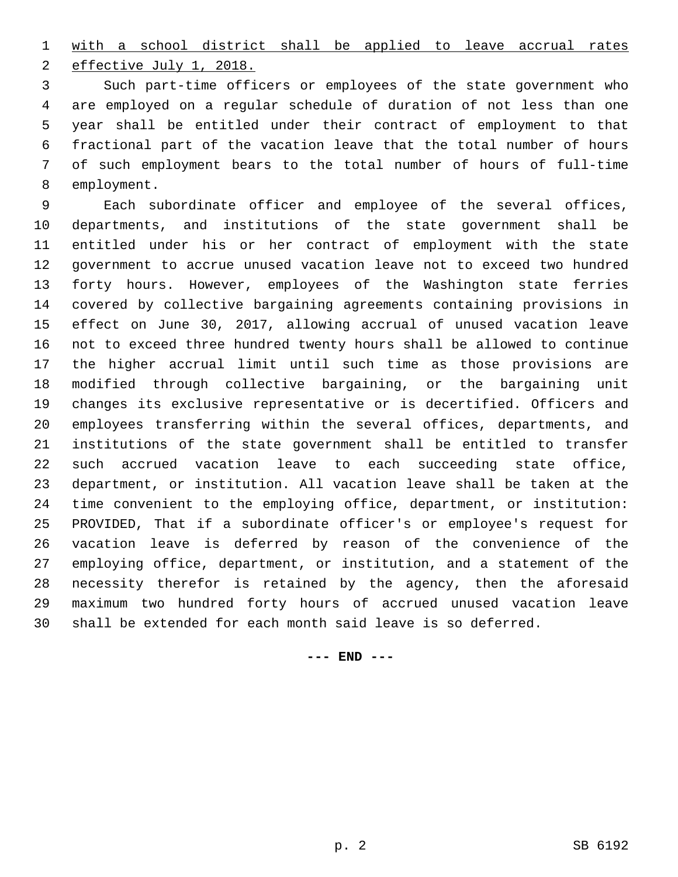with a school district shall be applied to leave accrual rates effective July 1, 2018.

Such part-time officers or employees of the state government who are employed on a regular schedule of duration of not less than one year shall be entitled under their contract of employment to that fractional part of the vacation leave that the total number of hours of such employment bears to the total number of hours of full-time employment.

Each subordinate officer and employee of the several offices, departments, and institutions of the state government shall be entitled under his or her contract of employment with the state government to accrue unused vacation leave not to exceed two hundred forty hours. However, employees of the Washington state ferries covered by collective bargaining agreements containing provisions in effect on June 30, 2017, allowing accrual of unused vacation leave not to exceed three hundred twenty hours shall be allowed to continue the higher accrual limit until such time as those provisions are modified through collective bargaining, or the bargaining unit changes its exclusive representative or is decertified. Officers and employees transferring within the several offices, departments, and institutions of the state government shall be entitled to transfer such accrued vacation leave to each succeeding state office, department, or institution. All vacation leave shall be taken at the time convenient to the employing office, department, or institution: PROVIDED, That if a subordinate officer's or employee's request for vacation leave is deferred by reason of the convenience of the employing office, department, or institution, and a statement of the necessity therefor is retained by the agency, then the aforesaid maximum two hundred forty hours of accrued unused vacation leave shall be extended for each month said leave is so deferred.

**--- END ---**